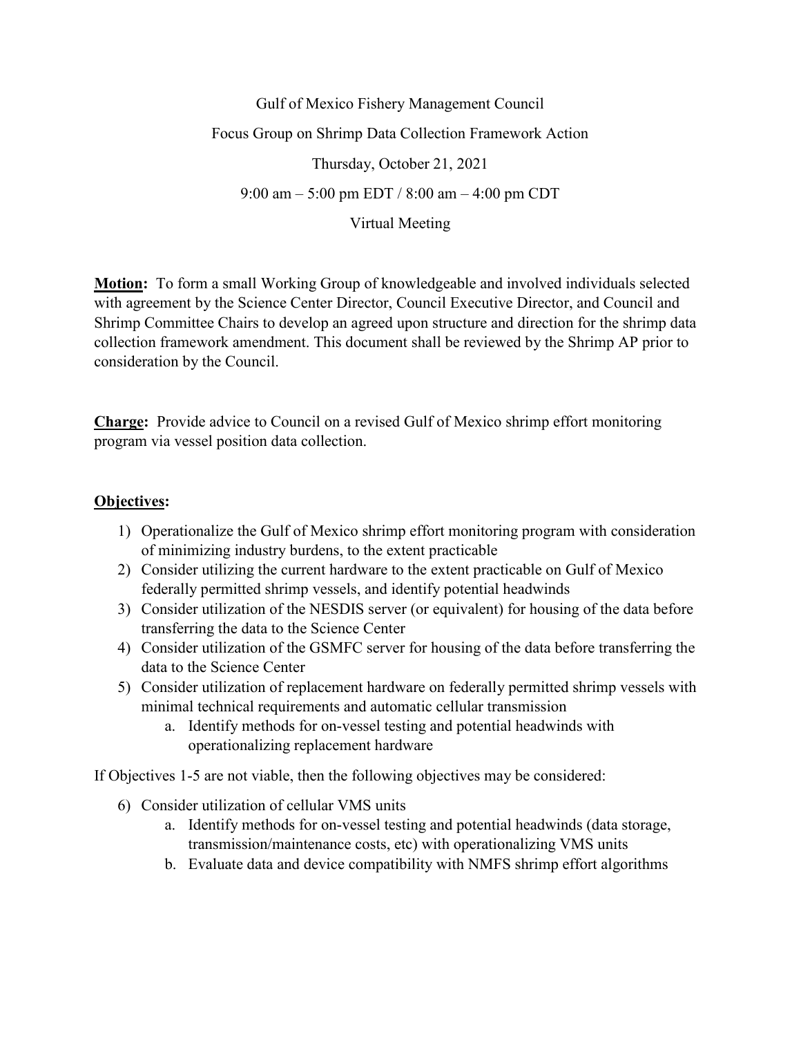Gulf of Mexico Fishery Management Council

Focus Group on Shrimp Data Collection Framework Action

Thursday, October 21, 2021

9:00 am – 5:00 pm EDT / 8:00 am – 4:00 pm CDT

Virtual Meeting

**Motion:** To form a small Working Group of knowledgeable and involved individuals selected with agreement by the Science Center Director, Council Executive Director, and Council and Shrimp Committee Chairs to develop an agreed upon structure and direction for the shrimp data collection framework amendment. This document shall be reviewed by the Shrimp AP prior to consideration by the Council.

**Charge:** Provide advice to Council on a revised Gulf of Mexico shrimp effort monitoring program via vessel position data collection.

**Objectives:**

1) Operationalize the Gulf of Mexico shrimp effort monitoring program with consideration of minimizing industry burdens, to the extent practicable
2) Consider utilizing the current hardware to the extent practicable on Gulf of Mexico federally permitted shrimp vessels, and identify potential headwinds
3) Consider utilization of the NESDIS server (or equivalent) for housing of the data before transferring the data to the Science Center
4) Consider utilization of the GSMFC server for housing of the data before transferring the data to the Science Center
5) Consider utilization of replacement hardware on federally permitted shrimp vessels with minimal technical requirements and automatic cellular transmission
    a. Identify methods for on-vessel testing and potential headwinds with operationalizing replacement hardware

If Objectives 1-5 are not viable, then the following objectives may be considered:

6) Consider utilization of cellular VMS units
    a. Identify methods for on-vessel testing and potential headwinds (data storage, transmission/maintenance costs, etc) with operationalizing VMS units
    b. Evaluate data and device compatibility with NMFS shrimp effort algorithms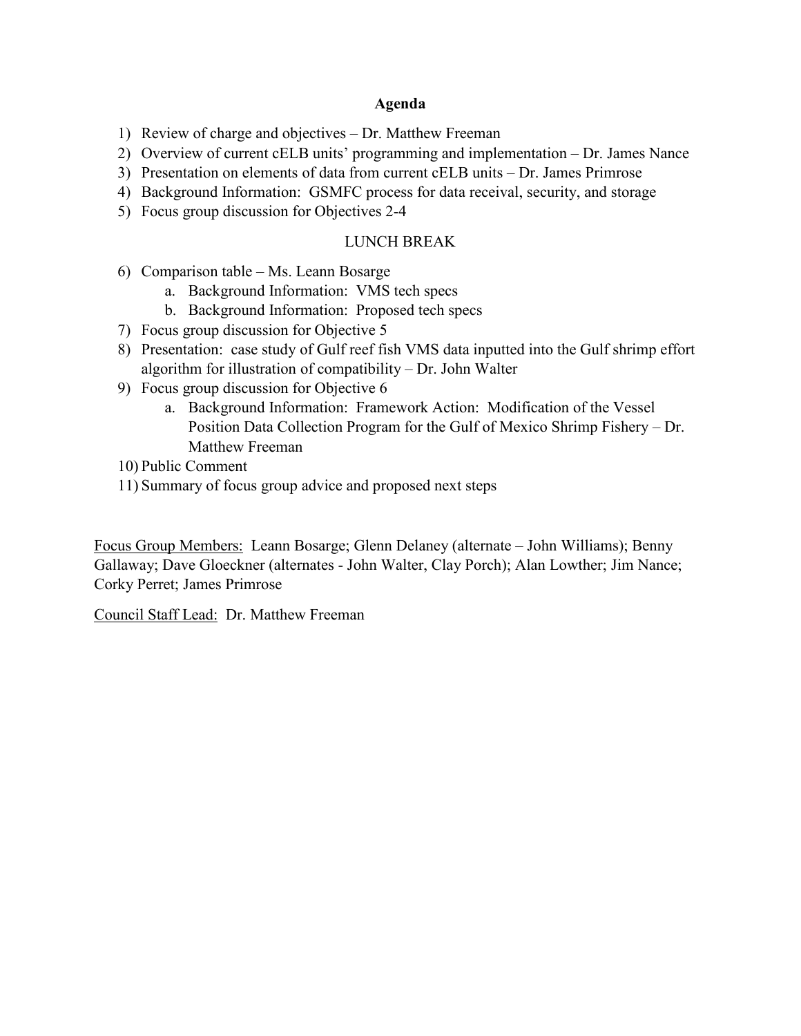**Agenda**

1) Review of charge and objectives – Dr. Matthew Freeman
2) Overview of current cELB units' programming and implementation – Dr. James Nance
3) Presentation on elements of data from current cELB units – Dr. James Primrose
4) Background Information: GSMFC process for data receival, security, and storage
5) Focus group discussion for Objectives 2-4

LUNCH BREAK

6) Comparison table – Ms. Leann Bosarge
   a. Background Information: VMS tech specs
   b. Background Information: Proposed tech specs
7) Focus group discussion for Objective 5
8) Presentation: case study of Gulf reef fish VMS data inputted into the Gulf shrimp effort algorithm for illustration of compatibility – Dr. John Walter
9) Focus group discussion for Objective 6
   a. Background Information: Framework Action: Modification of the Vessel Position Data Collection Program for the Gulf of Mexico Shrimp Fishery – Dr. Matthew Freeman
10) Public Comment
11) Summary of focus group advice and proposed next steps

Focus Group Members: Leann Bosarge; Glenn Delaney (alternate – John Williams); Benny Gallaway; Dave Gloeckner (alternates - John Walter, Clay Porch); Alan Lowther; Jim Nance; Corky Perret; James Primrose

Council Staff Lead: Dr. Matthew Freeman